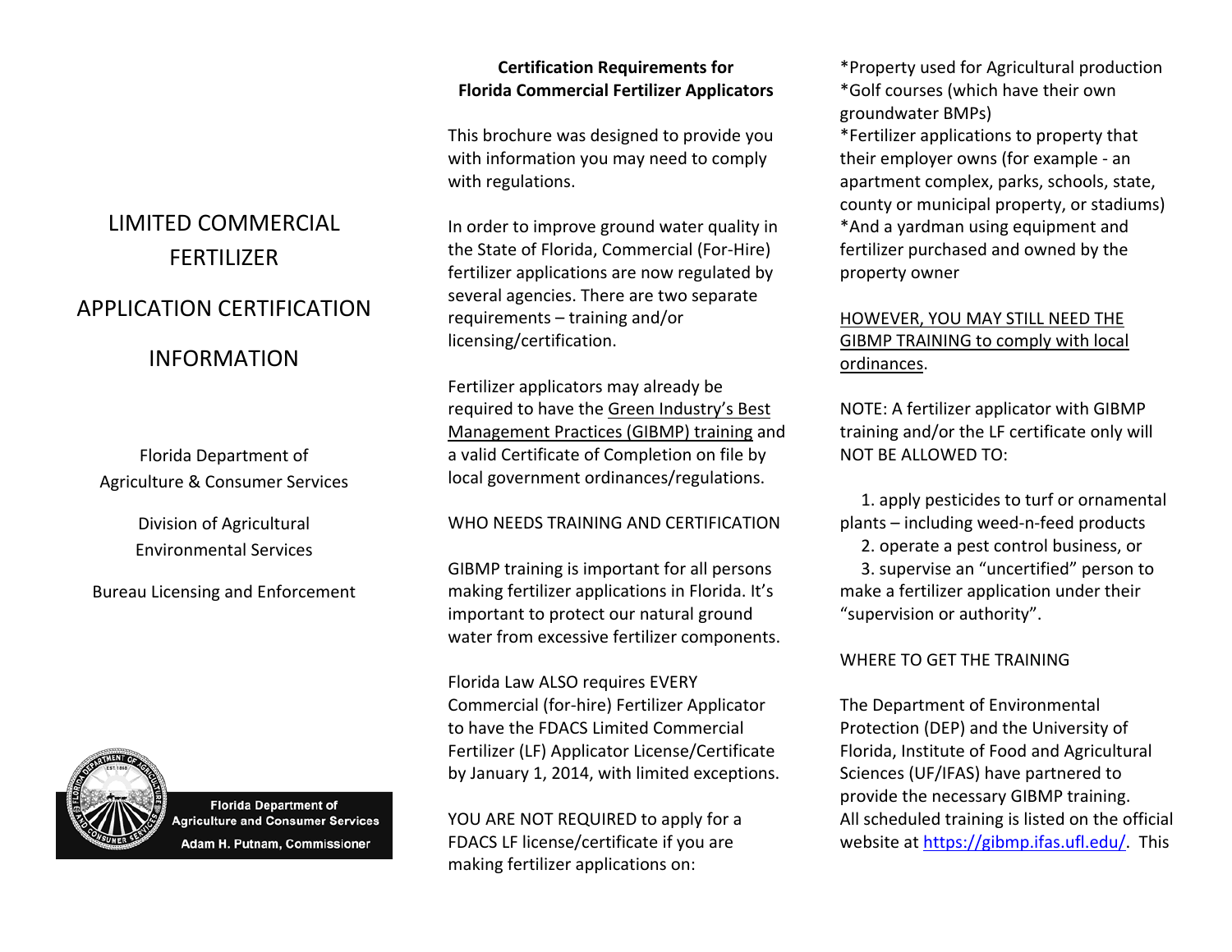# LIMITED COMMERCIAL FERTILIZER APPLICATION CERTIFICATION INFORMATION

Florida Department of Agriculture & Consumer Services

Division of Agricultural Environmental Services

Bureau Licensing and Enforcement

Florida Department of Agriculture and Consumer Services
Adam H. Putnam, Commissioner

## Certification Requirements for Florida Commercial Fertilizer Applicators

This brochure was designed to provide you with information you may need to comply with regulations.

In order to improve ground water quality in the State of Florida, Commercial (For-Hire) fertilizer applications are now regulated by several agencies. There are two separate requirements – training and/or licensing/certification.

Fertilizer applicators may already be required to have the Green Industry's Best Management Practices (GIBMP) training and a valid Certificate of Completion on file by local government ordinances/regulations.

WHO NEEDS TRAINING AND CERTIFICATION

GIBMP training is important for all persons making fertilizer applications in Florida. It's important to protect our natural ground water from excessive fertilizer components.

Florida Law ALSO requires EVERY Commercial (for-hire) Fertilizer Applicator to have the FDACS Limited Commercial Fertilizer (LF) Applicator License/Certificate by January 1, 2014, with limited exceptions.

YOU ARE NOT REQUIRED to apply for a FDACS LF license/certificate if you are making fertilizer applications on:

*Property used for Agricultural production
*Golf courses (which have their own groundwater BMPs)
*Fertilizer applications to property that their employer owns (for example - an apartment complex, parks, schools, state, county or municipal property, or stadiums)
*And a yardman using equipment and fertilizer purchased and owned by the property owner

HOWEVER, YOU MAY STILL NEED THE GIBMP TRAINING to comply with local ordinances.

NOTE: A fertilizer applicator with GIBMP training and/or the LF certificate only will NOT BE ALLOWED TO:

1. apply pesticides to turf or ornamental plants – including weed-n-feed products
2. operate a pest control business, or
3. supervise an "uncertified" person to make a fertilizer application under their "supervision or authority".

WHERE TO GET THE TRAINING

The Department of Environmental Protection (DEP) and the University of Florida, Institute of Food and Agricultural Sciences (UF/IFAS) have partnered to provide the necessary GIBMP training. All scheduled training is listed on the official website at https://gibmp.ifas.ufl.edu/. This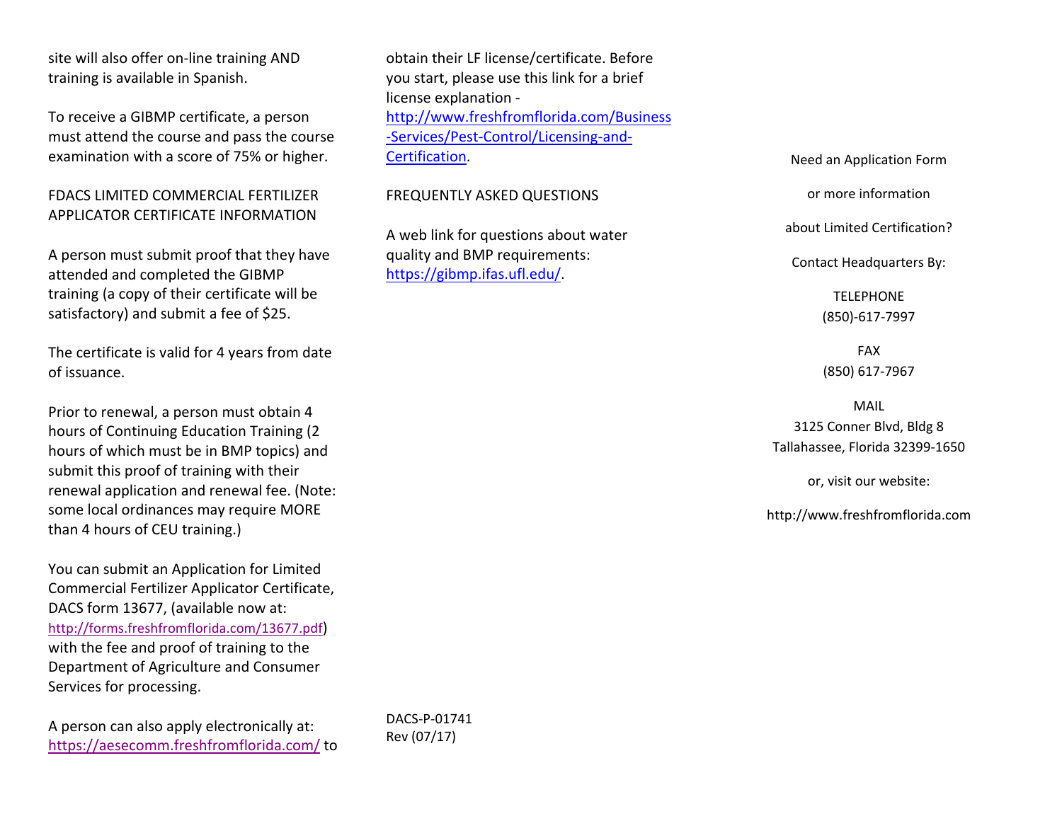site will also offer on-line training AND training is available in Spanish.

To receive a GIBMP certificate, a person must attend the course and pass the course examination with a score of 75% or higher.

## FDACS LIMITED COMMERCIAL FERTILIZER APPLICATOR CERTIFICATE INFORMATION

A person must submit proof that they have attended and completed the GIBMP training (a copy of their certificate will be satisfactory) and submit a fee of $25.

The certificate is valid for 4 years from date of issuance.

Prior to renewal, a person must obtain 4 hours of Continuing Education Training (2 hours of which must be in BMP topics) and submit this proof of training with their renewal application and renewal fee. (Note: some local ordinances may require MORE than 4 hours of CEU training.)

You can submit an Application for Limited Commercial Fertilizer Applicator Certificate, DACS form 13677, (available now at: http://forms.freshfromflorida.com/13677.pdf) with the fee and proof of training to the Department of Agriculture and Consumer Services for processing.

A person can also apply electronically at: https://aesecomm.freshfromflorida.com/ to obtain their LF license/certificate. Before you start, please use this link for a brief license explanation - http://www.freshfromflorida.com/Business-Services/Pest-Control/Licensing-and-Certification.

## FREQUENTLY ASKED QUESTIONS

A web link for questions about water quality and BMP requirements: https://gibmp.ifas.ufl.edu/.

DACS-P-01741
Rev (07/17)

Need an Application Form

or more information

about Limited Certification?

Contact Headquarters By:

TELEPHONE
(850)-617-7997

FAX
(850) 617-7967

MAIL
3125 Conner Blvd, Bldg 8
Tallahassee, Florida 32399-1650

or, visit our website:

http://www.freshfromflorida.com